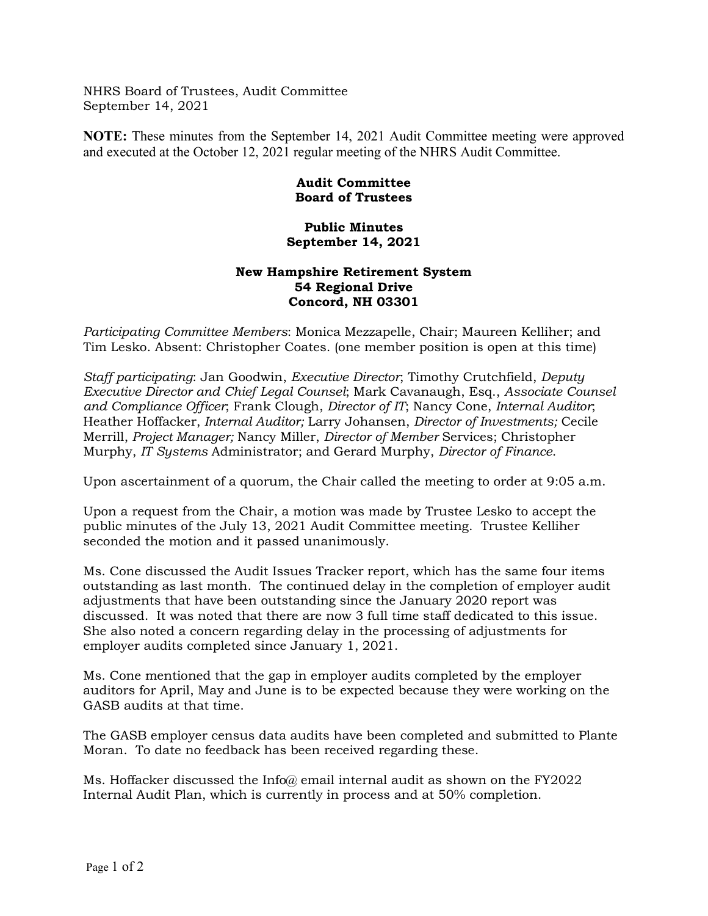NHRS Board of Trustees, Audit Committee
September 14, 2021

**NOTE:** These minutes from the September 14, 2021 Audit Committee meeting were approved and executed at the October 12, 2021 regular meeting of the NHRS Audit Committee.

**Audit Committee**
**Board of Trustees**

**Public Minutes**
**September 14, 2021**

**New Hampshire Retirement System**
**54 Regional Drive**
**Concord, NH 03301**

*Participating Committee Members*: Monica Mezzapelle, Chair; Maureen Kelliher; and Tim Lesko. Absent: Christopher Coates. (one member position is open at this time)

*Staff participating*: Jan Goodwin, *Executive Director*; Timothy Crutchfield, *Deputy Executive Director and Chief Legal Counsel*; Mark Cavanaugh, Esq., *Associate Counsel and Compliance Officer*; Frank Clough, *Director of IT*; Nancy Cone, *Internal Auditor*; Heather Hoffacker, *Internal Auditor;* Larry Johansen, *Director of Investments;* Cecile Merrill, *Project Manager;* Nancy Miller, *Director of Member* Services; Christopher Murphy, *IT Systems* Administrator; and Gerard Murphy, *Director of Finance*.

Upon ascertainment of a quorum, the Chair called the meeting to order at 9:05 a.m.

Upon a request from the Chair, a motion was made by Trustee Lesko to accept the public minutes of the July 13, 2021 Audit Committee meeting. Trustee Kelliher seconded the motion and it passed unanimously.

Ms. Cone discussed the Audit Issues Tracker report, which has the same four items outstanding as last month. The continued delay in the completion of employer audit adjustments that have been outstanding since the January 2020 report was discussed. It was noted that there are now 3 full time staff dedicated to this issue. She also noted a concern regarding delay in the processing of adjustments for employer audits completed since January 1, 2021.

Ms. Cone mentioned that the gap in employer audits completed by the employer auditors for April, May and June is to be expected because they were working on the GASB audits at that time.

The GASB employer census data audits have been completed and submitted to Plante Moran. To date no feedback has been received regarding these.

Ms. Hoffacker discussed the Info@ email internal audit as shown on the FY2022 Internal Audit Plan, which is currently in process and at 50% completion.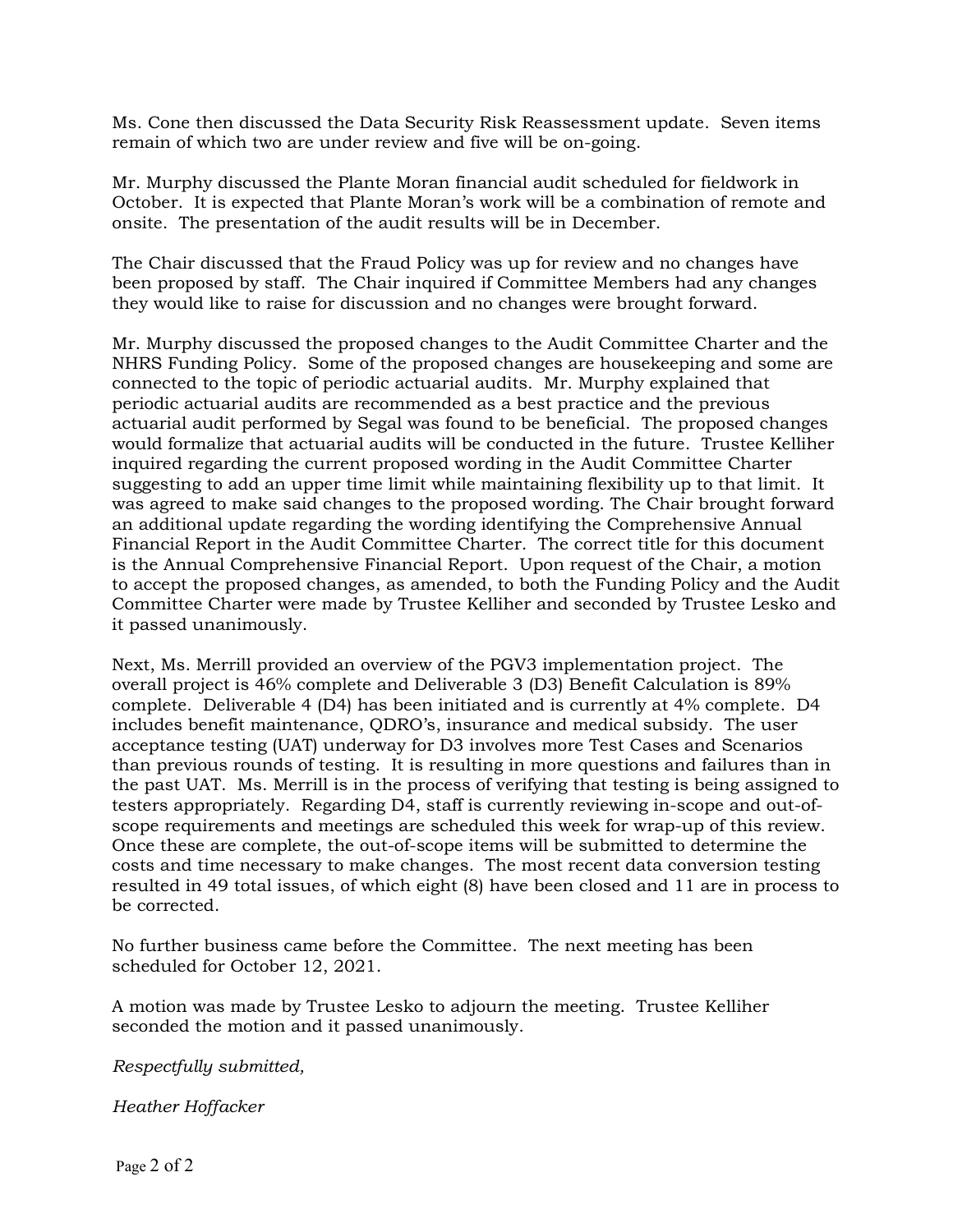Ms. Cone then discussed the Data Security Risk Reassessment update. Seven items remain of which two are under review and five will be on-going.

Mr. Murphy discussed the Plante Moran financial audit scheduled for fieldwork in October. It is expected that Plante Moran's work will be a combination of remote and onsite. The presentation of the audit results will be in December.

The Chair discussed that the Fraud Policy was up for review and no changes have been proposed by staff. The Chair inquired if Committee Members had any changes they would like to raise for discussion and no changes were brought forward.

Mr. Murphy discussed the proposed changes to the Audit Committee Charter and the NHRS Funding Policy. Some of the proposed changes are housekeeping and some are connected to the topic of periodic actuarial audits. Mr. Murphy explained that periodic actuarial audits are recommended as a best practice and the previous actuarial audit performed by Segal was found to be beneficial. The proposed changes would formalize that actuarial audits will be conducted in the future. Trustee Kelliher inquired regarding the current proposed wording in the Audit Committee Charter suggesting to add an upper time limit while maintaining flexibility up to that limit. It was agreed to make said changes to the proposed wording. The Chair brought forward an additional update regarding the wording identifying the Comprehensive Annual Financial Report in the Audit Committee Charter. The correct title for this document is the Annual Comprehensive Financial Report. Upon request of the Chair, a motion to accept the proposed changes, as amended, to both the Funding Policy and the Audit Committee Charter were made by Trustee Kelliher and seconded by Trustee Lesko and it passed unanimously.

Next, Ms. Merrill provided an overview of the PGV3 implementation project. The overall project is 46% complete and Deliverable 3 (D3) Benefit Calculation is 89% complete. Deliverable 4 (D4) has been initiated and is currently at 4% complete. D4 includes benefit maintenance, QDRO's, insurance and medical subsidy. The user acceptance testing (UAT) underway for D3 involves more Test Cases and Scenarios than previous rounds of testing. It is resulting in more questions and failures than in the past UAT. Ms. Merrill is in the process of verifying that testing is being assigned to testers appropriately. Regarding D4, staff is currently reviewing in-scope and out-of-scope requirements and meetings are scheduled this week for wrap-up of this review. Once these are complete, the out-of-scope items will be submitted to determine the costs and time necessary to make changes. The most recent data conversion testing resulted in 49 total issues, of which eight (8) have been closed and 11 are in process to be corrected.

No further business came before the Committee. The next meeting has been scheduled for October 12, 2021.

A motion was made by Trustee Lesko to adjourn the meeting. Trustee Kelliher seconded the motion and it passed unanimously.

*Respectfully submitted,*

*Heather Hoffacker*